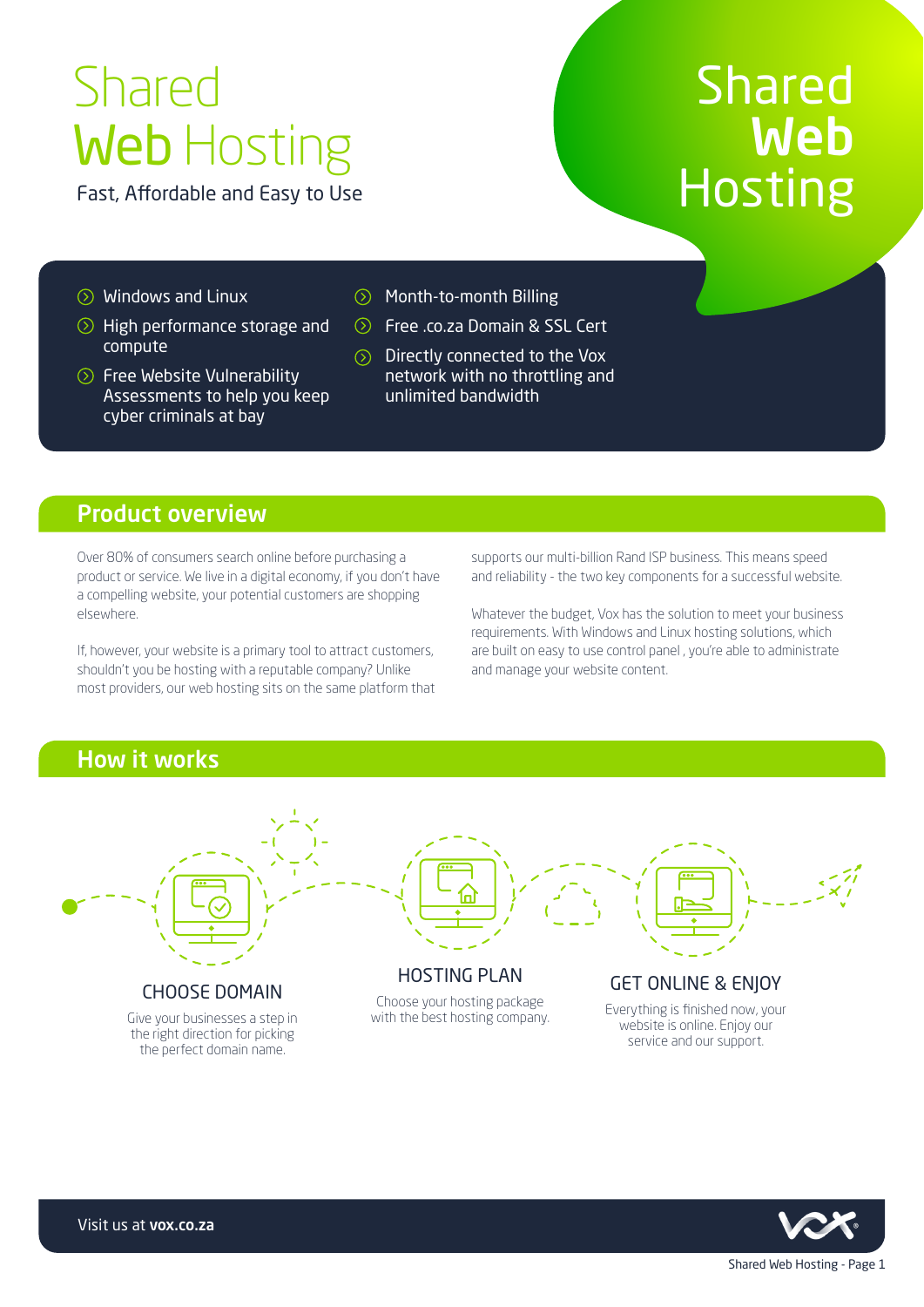# Shared Web Hosting

Fast, Affordable and Easy to Use

- Windows and Linux
- High performance storage and compute
- Free Website Vulnerability Assessments to help you keep cyber criminals at bay
- Month-to-month Billing
- Free .co.za Domain & SSL Cert
- Directly connected to the Vox network with no throttling and unlimited bandwidth

## Product overview

Over 80% of consumers search online before purchasing a product or service. We live in a digital economy, if you don't have a compelling website, your potential customers are shopping elsewhere.

If, however, your website is a primary tool to attract customers, shouldn't you be hosting with a reputable company? Unlike most providers, our web hosting sits on the same platform that supports our multi-billion Rand ISP business. This means speed and reliability - the two key components for a successful website.

Whatever the budget, Vox has the solution to meet your business requirements. With Windows and Linux hosting solutions, which are built on easy to use control panel , you're able to administrate and manage your website content.

## How it works

### CHOOSE DOMAIN

Give your businesses a step in the right direction for picking the perfect domain name.

### HOSTING PLAN

Choose your hosting package with the best hosting company.

### GET ONLINE & ENJOY

Everything is finished now, your website is online. Enjoy our service and our support.

Visit us at **vox.co.za**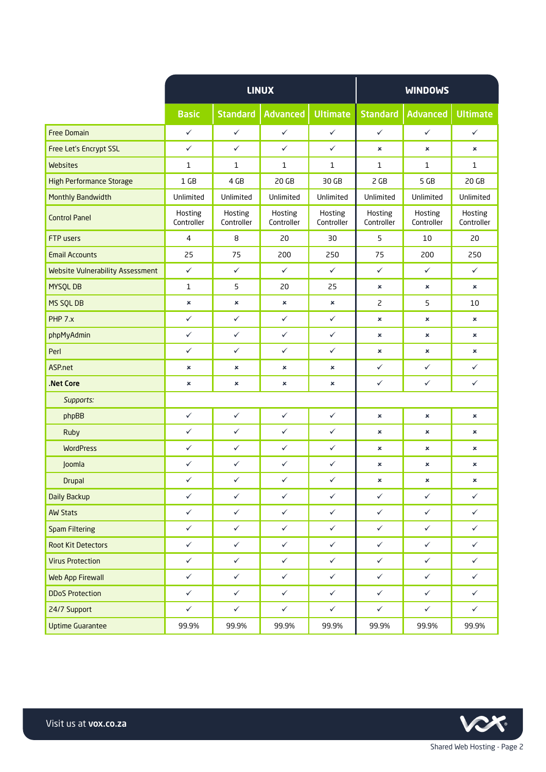| | LINUX | | | | WINDOWS | | |
|---|---|---|---|---|---|---|---|
| | Basic | Standard | Advanced | Ultimate | Standard | Advanced | Ultimate |
| Free Domain | ✓ | ✓ | ✓ | ✓ | ✓ | ✓ | ✓ |
| Free Let's Encrypt SSL | ✓ | ✓ | ✓ | ✓ | × | × | × |
| Websites | 1 | 1 | 1 | 1 | 1 | 1 | 1 |
| High Performance Storage | 1 GB | 4 GB | 20 GB | 30 GB | 2 GB | 5 GB | 20 GB |
| Monthly Bandwidth | Unlimited | Unlimited | Unlimited | Unlimited | Unlimited | Unlimited | Unlimited |
| Control Panel | Hosting Controller | Hosting Controller | Hosting Controller | Hosting Controller | Hosting Controller | Hosting Controller | Hosting Controller |
| FTP users | 4 | 8 | 20 | 30 | 5 | 10 | 20 |
| Email Accounts | 25 | 75 | 200 | 250 | 75 | 200 | 250 |
| Website Vulnerability Assessment | ✓ | ✓ | ✓ | ✓ | ✓ | ✓ | ✓ |
| MYSQL DB | 1 | 5 | 20 | 25 | × | × | × |
| MS SQL DB | × | × | × | × | 2 | 5 | 10 |
| PHP 7.x | ✓ | ✓ | ✓ | ✓ | × | × | × |
| phpMyAdmin | ✓ | ✓ | ✓ | ✓ | × | × | × |
| Perl | ✓ | ✓ | ✓ | ✓ | × | × | × |
| ASP.net | × | × | × | × | ✓ | ✓ | ✓ |
| **.Net Core** | × | × | × | × | ✓ | ✓ | ✓ |
| *Supports:* | | | | | | | |
| phpBB | ✓ | ✓ | ✓ | ✓ | × | × | × |
| Ruby | ✓ | ✓ | ✓ | ✓ | × | × | × |
| WordPress | ✓ | ✓ | ✓ | ✓ | × | × | × |
| Joomla | ✓ | ✓ | ✓ | ✓ | × | × | × |
| Drupal | ✓ | ✓ | ✓ | ✓ | × | × | × |
| Daily Backup | ✓ | ✓ | ✓ | ✓ | ✓ | ✓ | ✓ |
| AW Stats | ✓ | ✓ | ✓ | ✓ | ✓ | ✓ | ✓ |
| Spam Filtering | ✓ | ✓ | ✓ | ✓ | ✓ | ✓ | ✓ |
| Root Kit Detectors | ✓ | ✓ | ✓ | ✓ | ✓ | ✓ | ✓ |
| Virus Protection | ✓ | ✓ | ✓ | ✓ | ✓ | ✓ | ✓ |
| Web App Firewall | ✓ | ✓ | ✓ | ✓ | ✓ | ✓ | ✓ |
| DDoS Protection | ✓ | ✓ | ✓ | ✓ | ✓ | ✓ | ✓ |
| 24/7 Support | ✓ | ✓ | ✓ | ✓ | ✓ | ✓ | ✓ |
| Uptime Guarantee | 99.9% | 99.9% | 99.9% | 99.9% | 99.9% | 99.9% | 99.9% |

Visit us at **vox.co.za**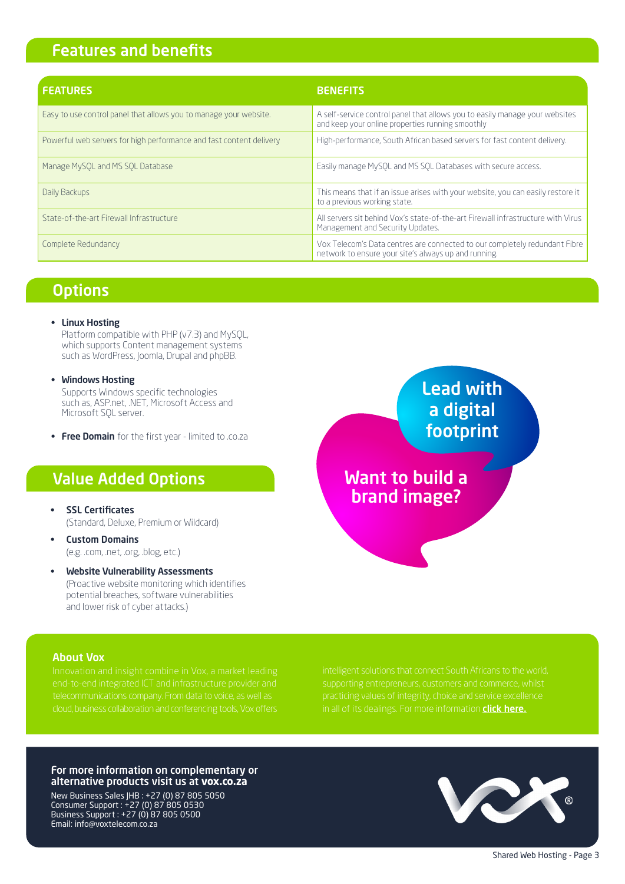## Features and benefits

| FEATURES | BENEFITS |
| --- | --- |
| Easy to use control panel that allows you to manage your website. | A self-service control panel that allows you to easily manage your websites and keep your online properties running smoothly |
| Powerful web servers for high performance and fast content delivery | High-performance, South African based servers for fast content delivery. |
| Manage MySQL and MS SQL Database | Easily manage MySQL and MS SQL Databases with secure access. |
| Daily Backups | This means that if an issue arises with your website, you can easily restore it to a previous working state. |
| State-of-the-art Firewall Infrastructure | All servers sit behind Vox's state-of-the-art Firewall infrastructure with Virus Management and Security Updates. |
| Complete Redundancy | Vox Telecom's Data centres are connected to our completely redundant Fibre network to ensure your site's always up and running. |

## Options

- **Linux Hosting**
  Platform compatible with PHP (v7.3) and MySQL, which supports Content management systems such as WordPress, Joomla, Drupal and phpBB.
- **Windows Hosting**
  Supports Windows specific technologies such as, ASP.net, .NET, Microsoft Access and Microsoft SQL server.
- **Free Domain** for the first year - limited to .co.za

Lead with a digital footprint

Want to build a brand image?

## Value Added Options

- **SSL Certificates**
  (Standard, Deluxe, Premium or Wildcard)
- **Custom Domains**
  (e.g. .com, .net, .org, .blog, etc.)
- **Website Vulnerability Assessments**
  (Proactive website monitoring which identifies potential breaches, software vulnerabilities and lower risk of cyber attacks.)

### About Vox

Innovation and insight combine in Vox, a market leading end-to-end integrated ICT and infrastructure provider and telecommunications company. From data to voice, as well as cloud, business collaboration and conferencing tools, Vox offers intelligent solutions that connect South Africans to the world, supporting entrepreneurs, customers and commerce, whilst practicing values of integrity, choice and service excellence in all of its dealings. For more information **click here.**

**For more information on complementary or alternative products visit us at vox.co.za**

New Business Sales JHB : +27 (0) 87 805 5050
Consumer Support : +27 (0) 87 805 0530
Business Support : +27 (0) 87 805 0500
Email: info@voxtelecom.co.za